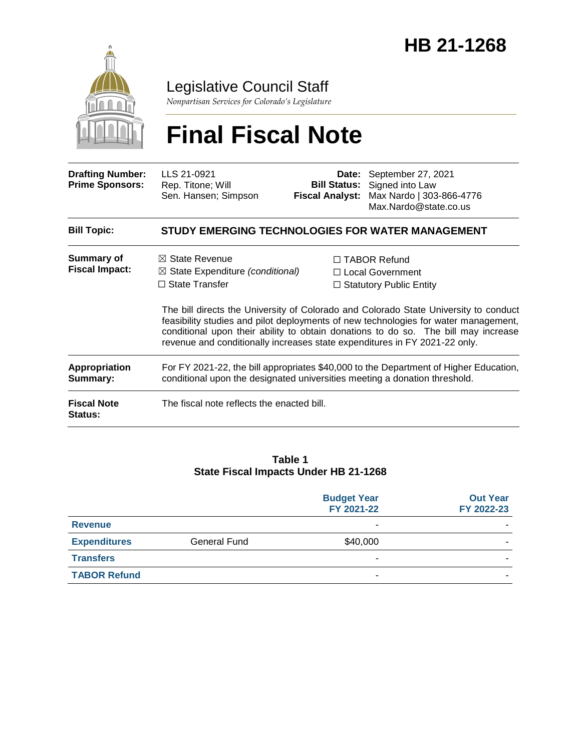# HB 21-1268

Legislative Council Staff

*Nonpartisan Services for Colorado's Legislature*

# Final Fiscal Note

| | | | |
|---|---|---|---|
| **Drafting Number:** | LLS 21-0921 | **Date:** | September 27, 2021 |
| **Prime Sponsors:** | Rep. Titone; Will<br>Sen. Hansen; Simpson | **Bill Status:** | Signed into Law |
| | | **Fiscal Analyst:** | Max Nardo \| 303-866-4776<br>Max.Nardo@state.co.us |

| | |
|---|---|
| **Bill Topic:** | **STUDY EMERGING TECHNOLOGIES FOR WATER MANAGEMENT** |
| **Summary of Fiscal Impact:** | ☒ State Revenue<br>☒ State Expenditure *(conditional)*<br>☐ State Transfer<br>☐ TABOR Refund<br>☐ Local Government<br>☐ Statutory Public Entity<br><br>The bill directs the University of Colorado and Colorado State University to conduct feasibility studies and pilot deployments of new technologies for water management, conditional upon their ability to obtain donations to do so. The bill may increase revenue and conditionally increases state expenditures in FY 2021-22 only. |
| **Appropriation Summary:** | For FY 2021-22, the bill appropriates $40,000 to the Department of Higher Education, conditional upon the designated universities meeting a donation threshold. |
| **Fiscal Note Status:** | The fiscal note reflects the enacted bill. |

**Table 1**
**State Fiscal Impacts Under HB 21-1268**

| | | Budget Year FY 2021-22 | Out Year FY 2022-23 |
|---|---|---|---|
| **Revenue** | | - | - |
| **Expenditures** | General Fund | $40,000 | - |
| **Transfers** | | - | - |
| **TABOR Refund** | | - | - |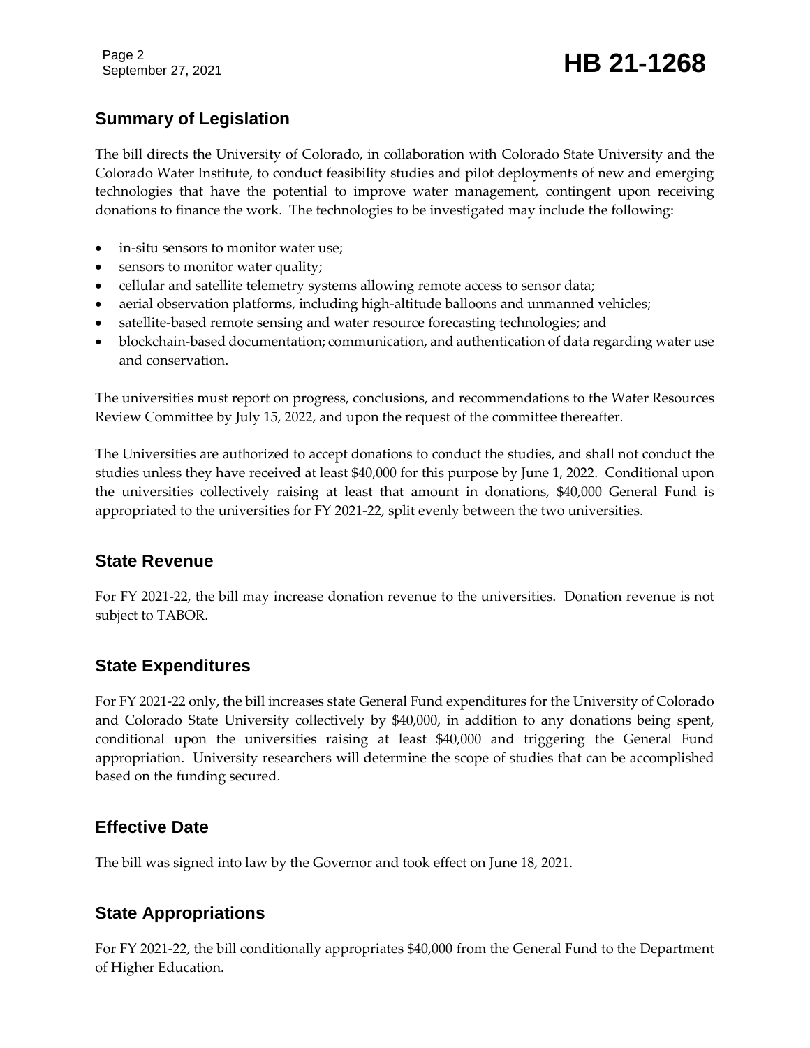## Summary of Legislation

The bill directs the University of Colorado, in collaboration with Colorado State University and the Colorado Water Institute, to conduct feasibility studies and pilot deployments of new and emerging technologies that have the potential to improve water management, contingent upon receiving donations to finance the work. The technologies to be investigated may include the following:

- in-situ sensors to monitor water use;
- sensors to monitor water quality;
- cellular and satellite telemetry systems allowing remote access to sensor data;
- aerial observation platforms, including high-altitude balloons and unmanned vehicles;
- satellite-based remote sensing and water resource forecasting technologies; and
- blockchain-based documentation; communication, and authentication of data regarding water use and conservation.

The universities must report on progress, conclusions, and recommendations to the Water Resources Review Committee by July 15, 2022, and upon the request of the committee thereafter.

The Universities are authorized to accept donations to conduct the studies, and shall not conduct the studies unless they have received at least $40,000 for this purpose by June 1, 2022. Conditional upon the universities collectively raising at least that amount in donations, $40,000 General Fund is appropriated to the universities for FY 2021-22, split evenly between the two universities.

## State Revenue

For FY 2021-22, the bill may increase donation revenue to the universities. Donation revenue is not subject to TABOR.

## State Expenditures

For FY 2021-22 only, the bill increases state General Fund expenditures for the University of Colorado and Colorado State University collectively by $40,000, in addition to any donations being spent, conditional upon the universities raising at least $40,000 and triggering the General Fund appropriation. University researchers will determine the scope of studies that can be accomplished based on the funding secured.

## Effective Date

The bill was signed into law by the Governor and took effect on June 18, 2021.

## State Appropriations

For FY 2021-22, the bill conditionally appropriates $40,000 from the General Fund to the Department of Higher Education.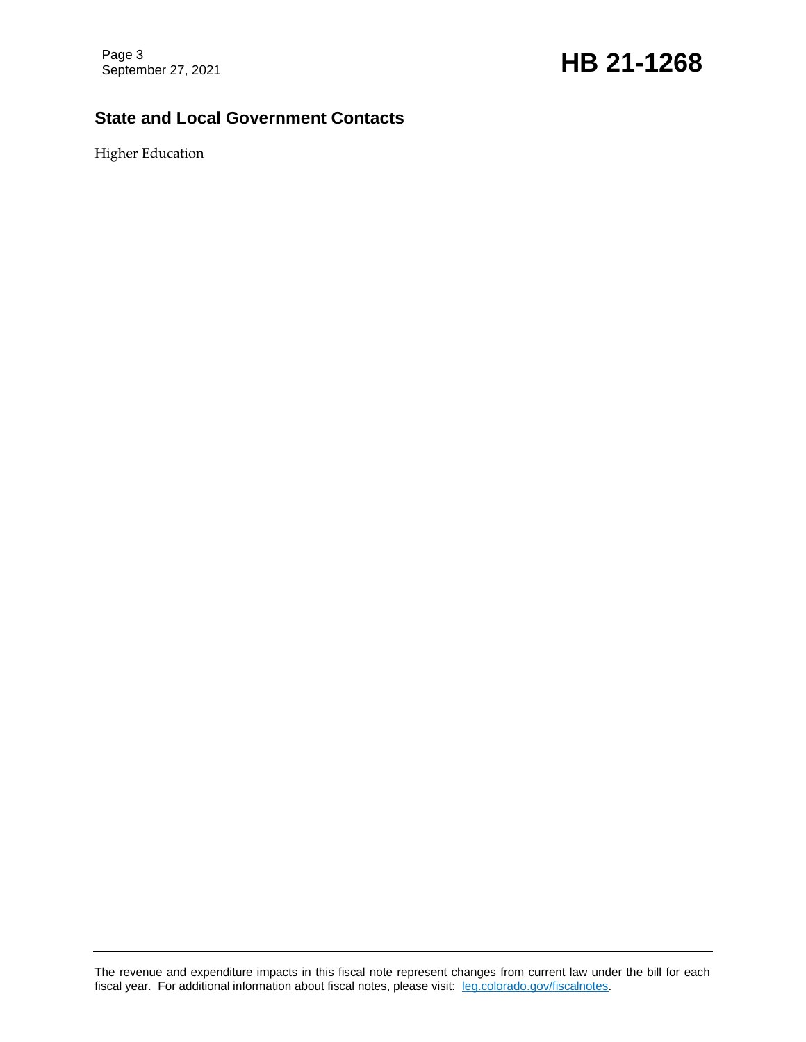## State and Local Government Contacts

Higher Education

The revenue and expenditure impacts in this fiscal note represent changes from current law under the bill for each fiscal year. For additional information about fiscal notes, please visit: leg.colorado.gov/fiscalnotes.